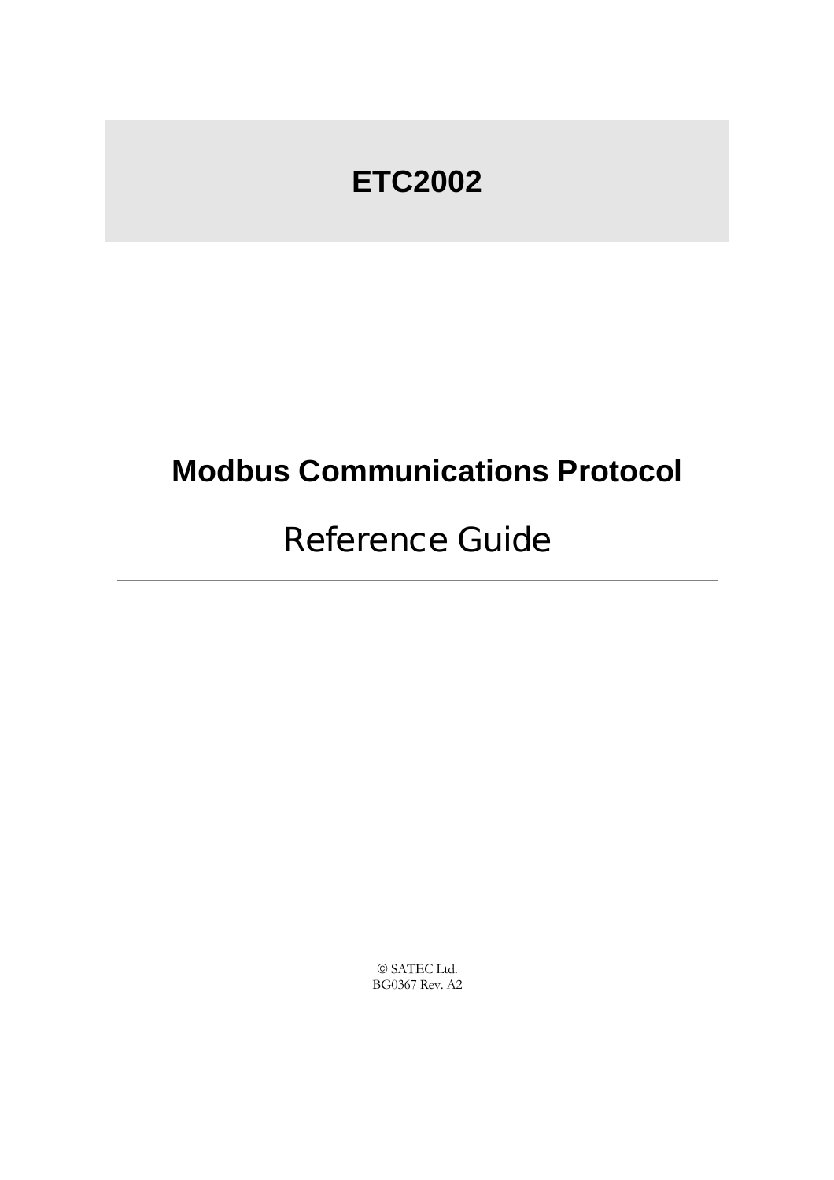# ETC2002

## Modbus Communications Protocol

Reference Guide

---

© SATEC Ltd.
BG0367 Rev. A2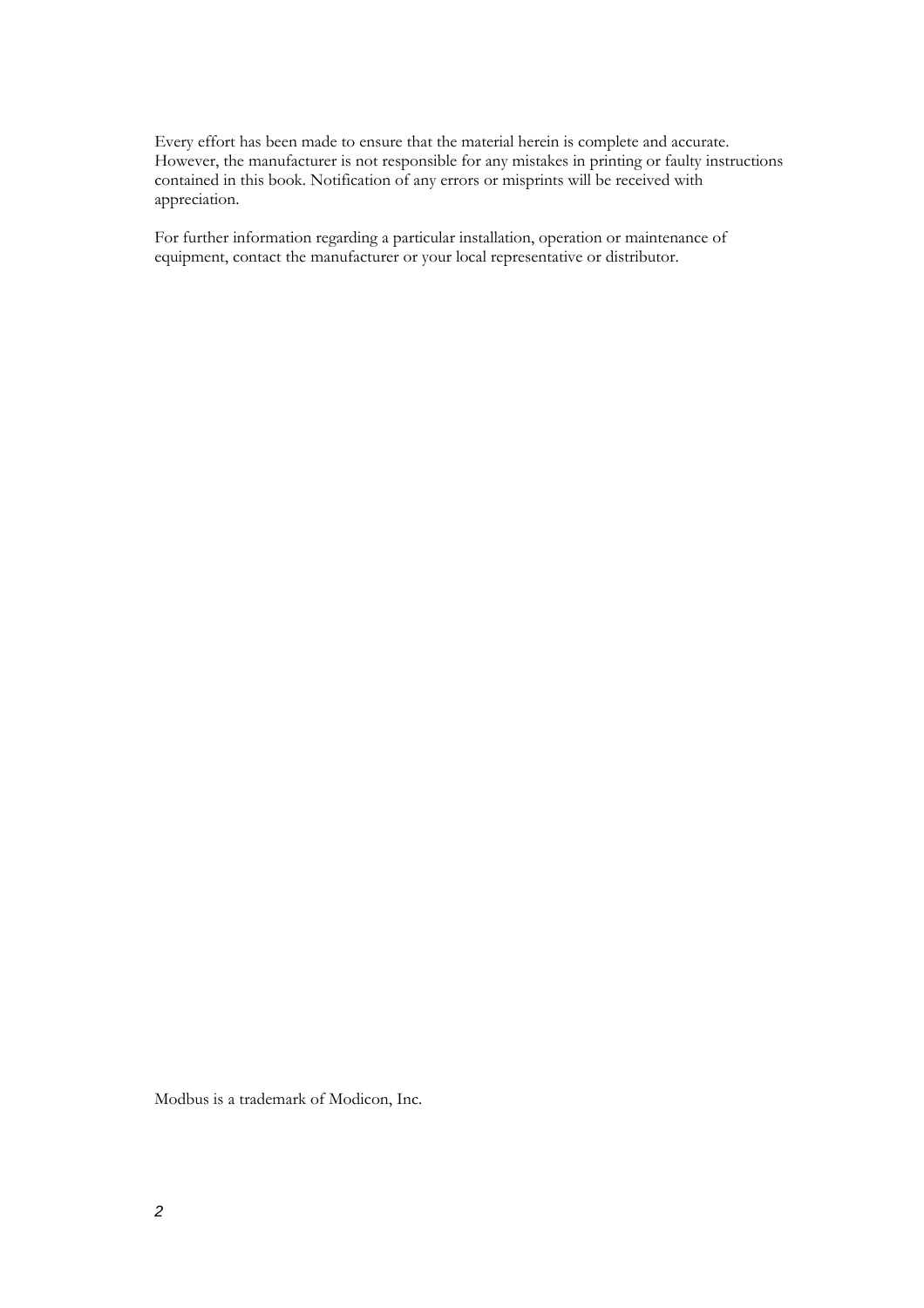Every effort has been made to ensure that the material herein is complete and accurate. However, the manufacturer is not responsible for any mistakes in printing or faulty instructions contained in this book. Notification of any errors or misprints will be received with appreciation.

For further information regarding a particular installation, operation or maintenance of equipment, contact the manufacturer or your local representative or distributor.

Modbus is a trademark of Modicon, Inc.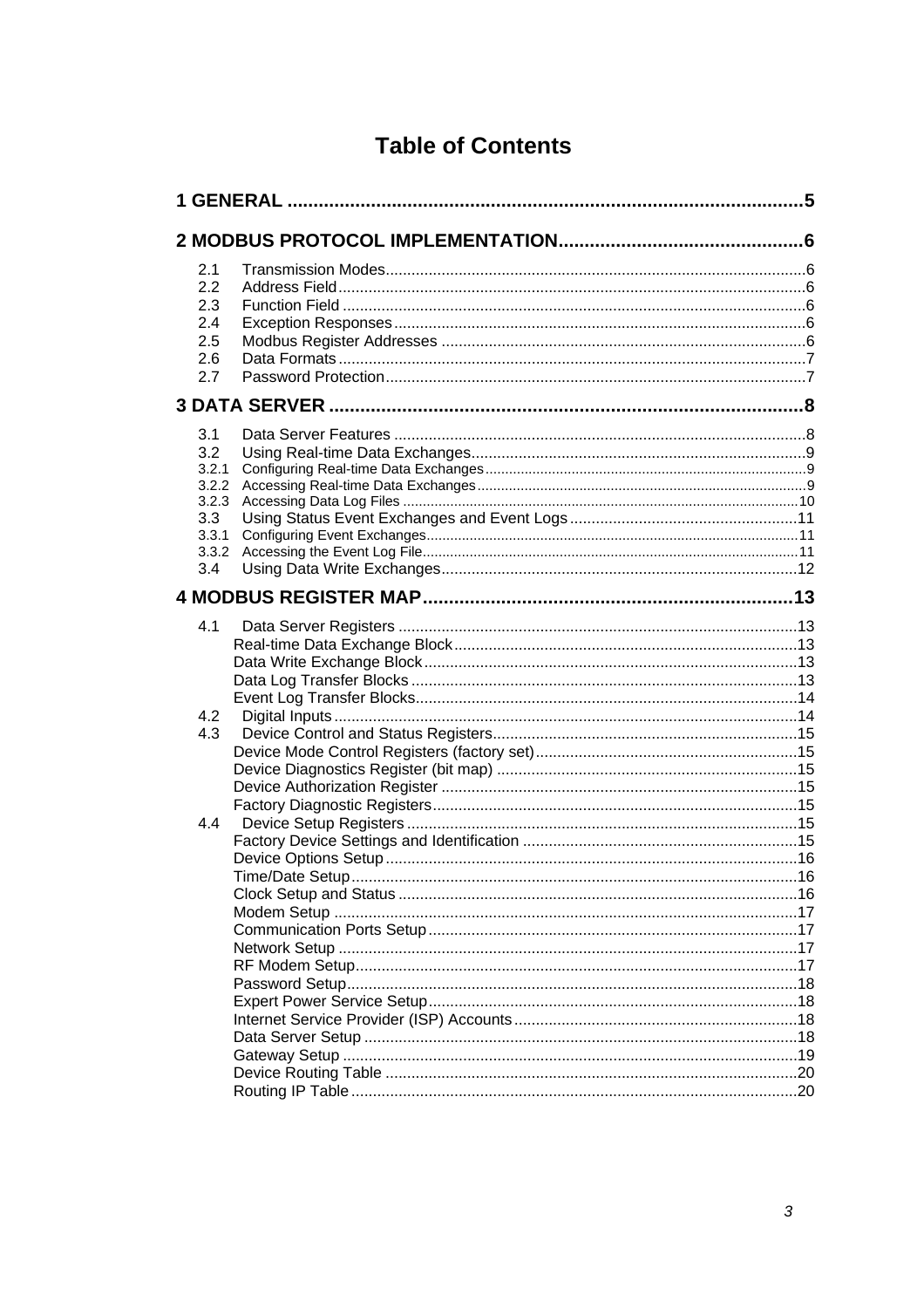# Table of Contents

**1 GENERAL ....................................................................................................5**

**2 MODBUS PROTOCOL IMPLEMENTATION...............................................6**

2.1 Transmission Modes.................................................................................................6
2.2 Address Field............................................................................................................6
2.3 Function Field ...........................................................................................................6
2.4 Exception Responses................................................................................................6
2.5 Modbus Register Addresses ....................................................................................6
2.6 Data Formats ............................................................................................................7
2.7 Password Protection.................................................................................................7

**3 DATA SERVER ...........................................................................................8**

3.1 Data Server Features ................................................................................................8
3.2 Using Real-time Data Exchanges..............................................................................9
3.2.1 Configuring Real-time Data Exchanges.................................................................9
3.2.2 Accessing Real-time Data Exchanges...................................................................9
3.2.3 Accessing Data Log Files ....................................................................................10
3.3 Using Status Event Exchanges and Event Logs.....................................................11
3.3.1 Configuring Event Exchanges.............................................................................11
3.3.2 Accessing the Event Log File...............................................................................11
3.4 Using Data Write Exchanges...................................................................................12

**4 MODBUS REGISTER MAP.......................................................................13**

4.1 Data Server Registers .............................................................................................13
Real-time Data Exchange Block................................................................................13
Data Write Exchange Block.......................................................................................13
Data Log Transfer Blocks ..........................................................................................13
Event Log Transfer Blocks.........................................................................................14
4.2 Digital Inputs ............................................................................................................14
4.3 Device Control and Status Registers.......................................................................15
Device Mode Control Registers (factory set).............................................................15
Device Diagnostics Register (bit map) ......................................................................15
Device Authorization Register ...................................................................................15
Factory Diagnostic Registers.....................................................................................15
4.4 Device Setup Registers ...........................................................................................15
Factory Device Settings and Identification ................................................................15
Device Options Setup ................................................................................................16
Time/Date Setup........................................................................................................16
Clock Setup and Status .............................................................................................16
Modem Setup ............................................................................................................17
Communication Ports Setup......................................................................................17
Network Setup ...........................................................................................................17
RF Modem Setup.......................................................................................................17
Password Setup.........................................................................................................18
Expert Power Service Setup......................................................................................18
Internet Service Provider (ISP) Accounts..................................................................18
Data Server Setup .....................................................................................................18
Gateway Setup ..........................................................................................................19
Device Routing Table ................................................................................................20
Routing IP Table ........................................................................................................20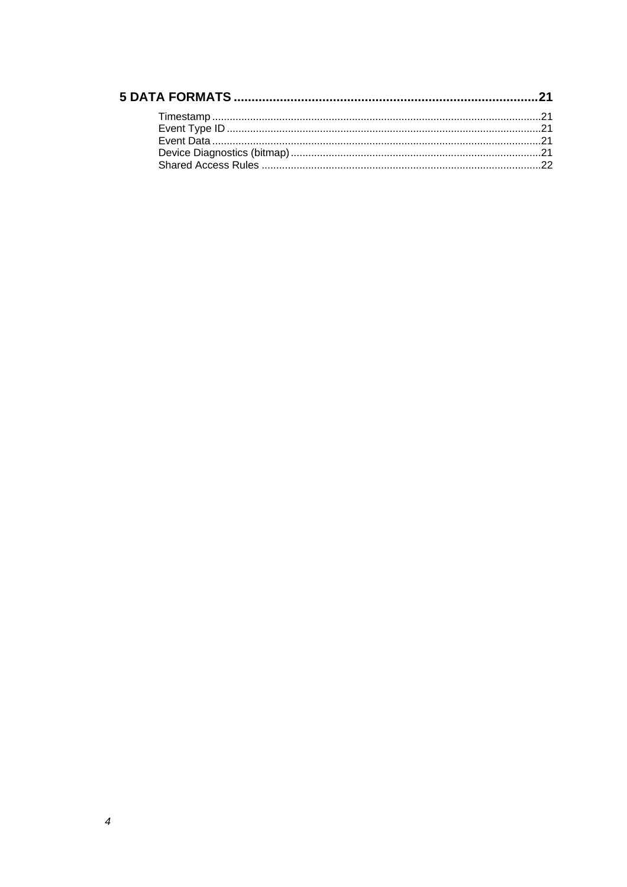**5 DATA FORMATS .......................................................................................21**

Timestamp .......................................................................................21
Event Type ID .......................................................................................21
Event Data .......................................................................................21
Device Diagnostics (bitmap) .......................................................................................21
Shared Access Rules .......................................................................................22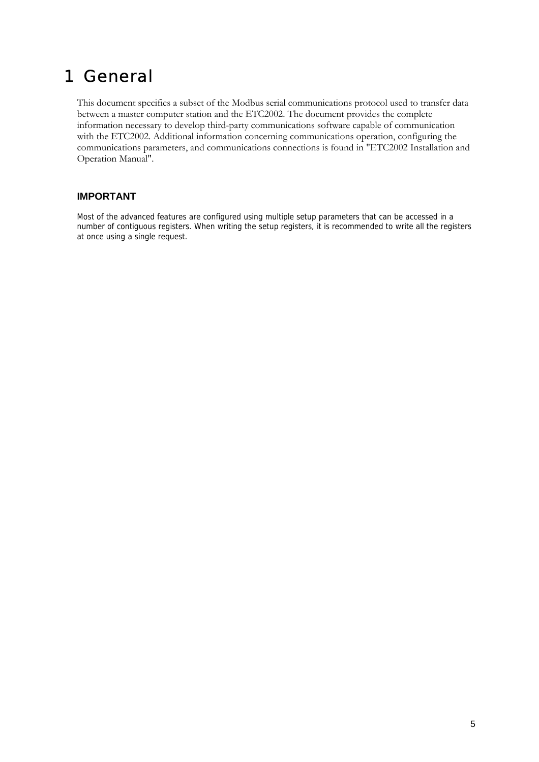# 1 General

This document specifies a subset of the Modbus serial communications protocol used to transfer data between a master computer station and the ETC2002. The document provides the complete information necessary to develop third-party communications software capable of communication with the ETC2002. Additional information concerning communications operation, configuring the communications parameters, and communications connections is found in "ETC2002 Installation and Operation Manual".

### IMPORTANT

Most of the advanced features are configured using multiple setup parameters that can be accessed in a number of contiguous registers. When writing the setup registers, it is recommended to write all the registers at once using a single request.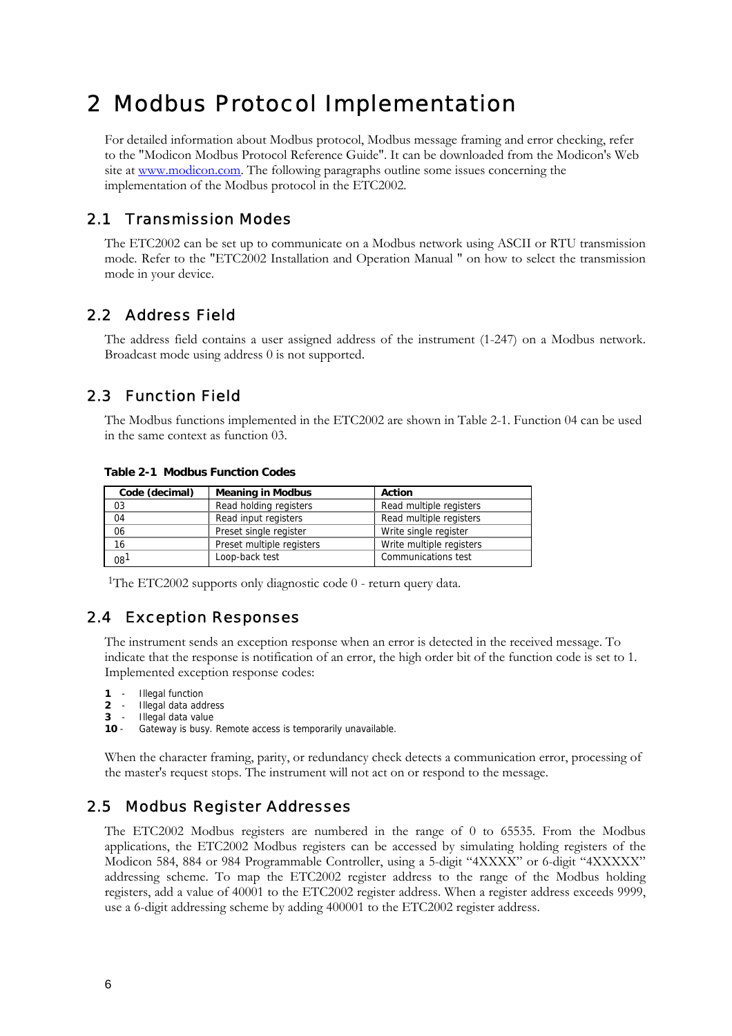# 2 Modbus Protocol Implementation

For detailed information about Modbus protocol, Modbus message framing and error checking, refer to the "Modicon Modbus Protocol Reference Guide". It can be downloaded from the Modicon's Web site at www.modicon.com. The following paragraphs outline some issues concerning the implementation of the Modbus protocol in the ETC2002.

## 2.1 Transmission Modes

The ETC2002 can be set up to communicate on a Modbus network using ASCII or RTU transmission mode. Refer to the "ETC2002 Installation and Operation Manual " on how to select the transmission mode in your device.

## 2.2 Address Field

The address field contains a user assigned address of the instrument (1-247) on a Modbus network. Broadcast mode using address 0 is not supported.

## 2.3 Function Field

The Modbus functions implemented in the ETC2002 are shown in Table 2-1. Function 04 can be used in the same context as function 03.

**Table 2-1 Modbus Function Codes**

| Code (decimal) | Meaning in Modbus | Action |
|---|---|---|
| 03 | Read holding registers | Read multiple registers |
| 04 | Read input registers | Read multiple registers |
| 06 | Preset single register | Write single register |
| 16 | Preset multiple registers | Write multiple registers |
| 08[1] | Loop-back test | Communications test |

[1]The ETC2002 supports only diagnostic code 0 - return query data.

## 2.4 Exception Responses

The instrument sends an exception response when an error is detected in the received message. To indicate that the response is notification of an error, the high order bit of the function code is set to 1. Implemented exception response codes:

**1** - Illegal function
**2** - Illegal data address
**3** - Illegal data value
**10** - Gateway is busy. Remote access is temporarily unavailable.

When the character framing, parity, or redundancy check detects a communication error, processing of the master's request stops. The instrument will not act on or respond to the message.

## 2.5 Modbus Register Addresses

The ETC2002 Modbus registers are numbered in the range of 0 to 65535. From the Modbus applications, the ETC2002 Modbus registers can be accessed by simulating holding registers of the Modicon 584, 884 or 984 Programmable Controller, using a 5-digit “4XXXX” or 6-digit “4XXXXX” addressing scheme. To map the ETC2002 register address to the range of the Modbus holding registers, add a value of 40001 to the ETC2002 register address. When a register address exceeds 9999, use a 6-digit addressing scheme by adding 400001 to the ETC2002 register address.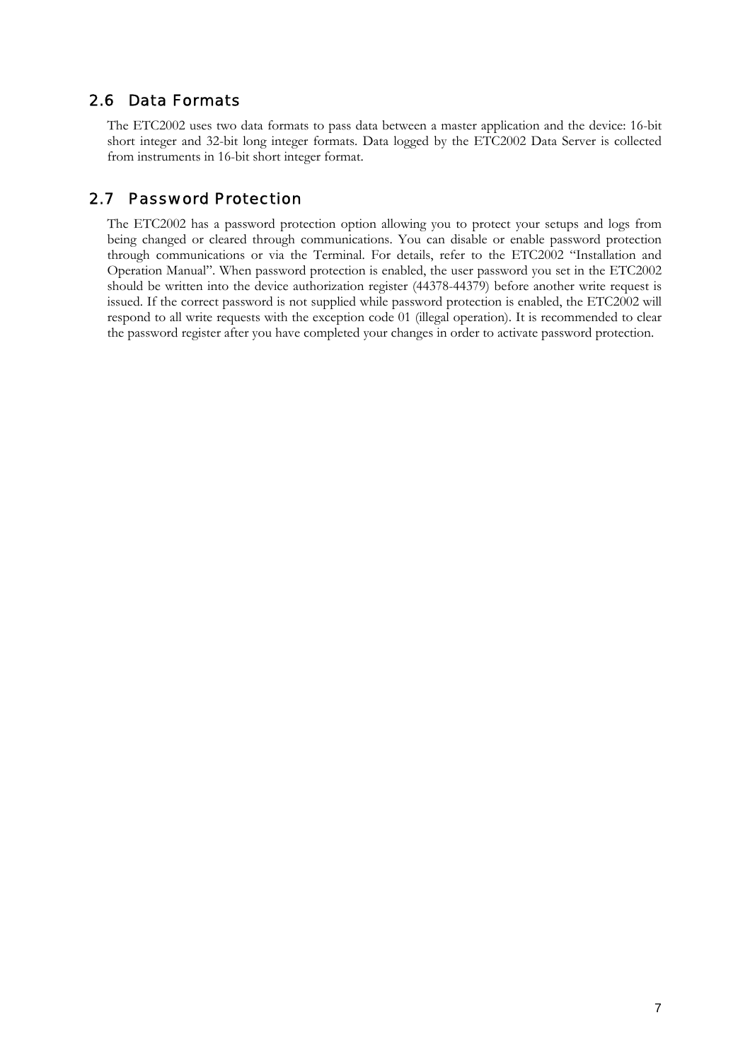## 2.6 Data Formats

The ETC2002 uses two data formats to pass data between a master application and the device: 16-bit short integer and 32-bit long integer formats. Data logged by the ETC2002 Data Server is collected from instruments in 16-bit short integer format.

## 2.7 Password Protection

The ETC2002 has a password protection option allowing you to protect your setups and logs from being changed or cleared through communications. You can disable or enable password protection through communications or via the Terminal. For details, refer to the ETC2002 "Installation and Operation Manual". When password protection is enabled, the user password you set in the ETC2002 should be written into the device authorization register (44378-44379) before another write request is issued. If the correct password is not supplied while password protection is enabled, the ETC2002 will respond to all write requests with the exception code 01 (illegal operation). It is recommended to clear the password register after you have completed your changes in order to activate password protection.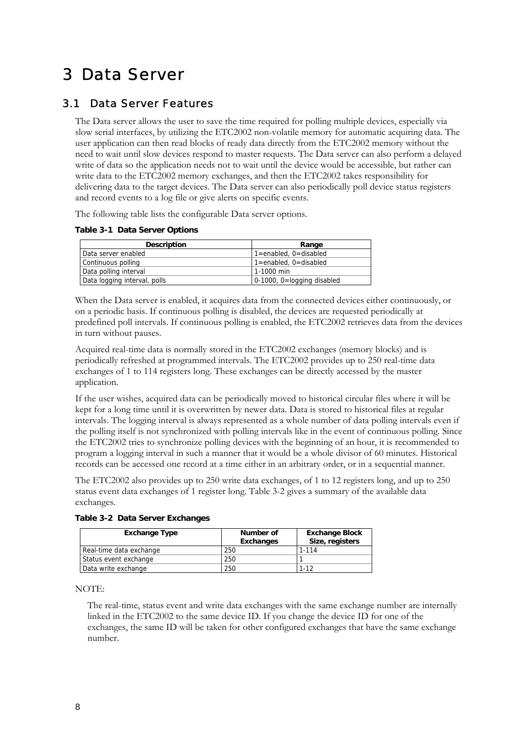# 3 Data Server

## 3.1 Data Server Features

The Data server allows the user to save the time required for polling multiple devices, especially via slow serial interfaces, by utilizing the ETC2002 non-volatile memory for automatic acquiring data. The user application can then read blocks of ready data directly from the ETC2002 memory without the need to wait until slow devices respond to master requests. The Data server can also perform a delayed write of data so the application needs not to wait until the device would be accessible, but rather can write data to the ETC2002 memory exchanges, and then the ETC2002 takes responsibility for delivering data to the target devices. The Data server can also periodically poll device status registers and record events to a log file or give alerts on specific events.

The following table lists the configurable Data server options.

**Table 3-1 Data Server Options**

| Description | Range |
|---|---|
| Data server enabled | 1=enabled, 0=disabled |
| Continuous polling | 1=enabled, 0=disabled |
| Data polling interval | 1-1000 min |
| Data logging interval, polls | 0-1000, 0=logging disabled |

When the Data server is enabled, it acquires data from the connected devices either continuously, or on a periodic basis. If continuous polling is disabled, the devices are requested periodically at predefined poll intervals. If continuous polling is enabled, the ETC2002 retrieves data from the devices in turn without pauses.

Acquired real-time data is normally stored in the ETC2002 exchanges (memory blocks) and is periodically refreshed at programmed intervals. The ETC2002 provides up to 250 real-time data exchanges of 1 to 114 registers long. These exchanges can be directly accessed by the master application.

If the user wishes, acquired data can be periodically moved to historical circular files where it will be kept for a long time until it is overwritten by newer data. Data is stored to historical files at regular intervals. The logging interval is always represented as a whole number of data polling intervals even if the polling itself is not synchronized with polling intervals like in the event of continuous polling. Since the ETC2002 tries to synchronize polling devices with the beginning of an hour, it is recommended to program a logging interval in such a manner that it would be a whole divisor of 60 minutes. Historical records can be accessed one record at a time either in an arbitrary order, or in a sequential manner.

The ETC2002 also provides up to 250 write data exchanges, of 1 to 12 registers long, and up to 250 status event data exchanges of 1 register long. Table 3-2 gives a summary of the available data exchanges.

**Table 3-2 Data Server Exchanges**

| Exchange Type | Number of Exchanges | Exchange Block Size, registers |
|---|---|---|
| Real-time data exchange | 250 | 1-114 |
| Status event exchange | 250 | 1 |
| Data write exchange | 250 | 1-12 |

NOTE:

The real-time, status event and write data exchanges with the same exchange number are internally linked in the ETC2002 to the same device ID. If you change the device ID for one of the exchanges, the same ID will be taken for other configured exchanges that have the same exchange number.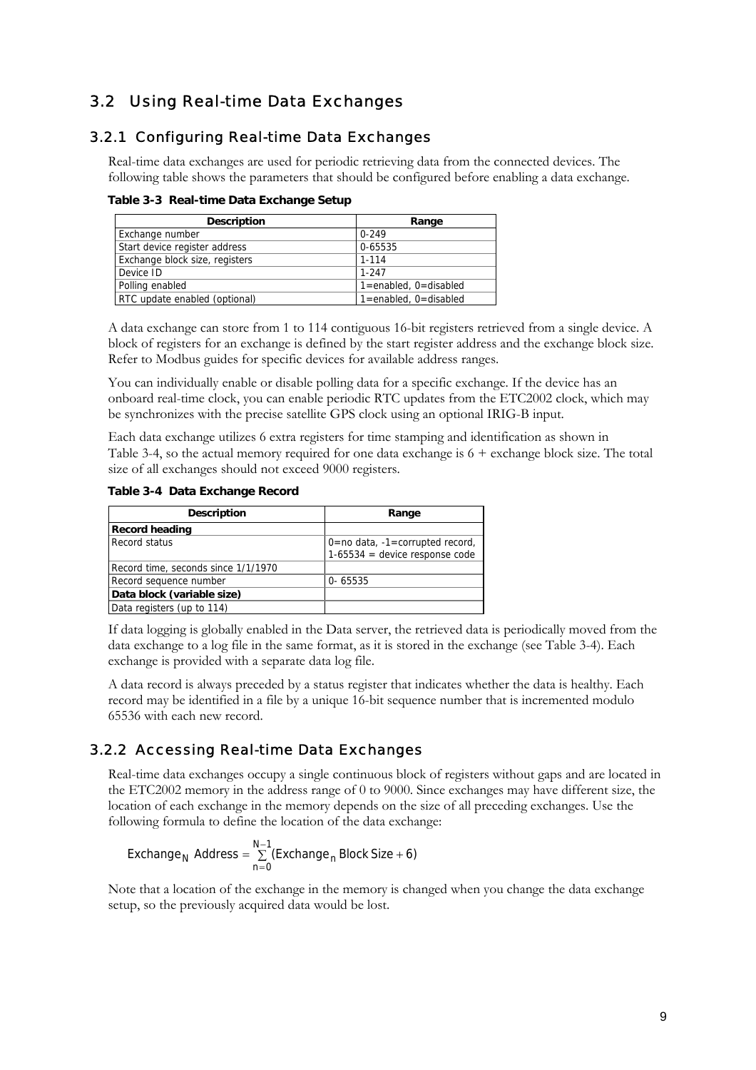## 3.2 Using Real-time Data Exchanges

### 3.2.1 Configuring Real-time Data Exchanges

Real-time data exchanges are used for periodic retrieving data from the connected devices. The following table shows the parameters that should be configured before enabling a data exchange.

**Table 3-3 Real-time Data Exchange Setup**

| Description | Range |
|---|---|
| Exchange number | 0-249 |
| Start device register address | 0-65535 |
| Exchange block size, registers | 1-114 |
| Device ID | 1-247 |
| Polling enabled | 1=enabled, 0=disabled |
| RTC update enabled (optional) | 1=enabled, 0=disabled |

A data exchange can store from 1 to 114 contiguous 16-bit registers retrieved from a single device. A block of registers for an exchange is defined by the start register address and the exchange block size. Refer to Modbus guides for specific devices for available address ranges.

You can individually enable or disable polling data for a specific exchange. If the device has an onboard real-time clock, you can enable periodic RTC updates from the ETC2002 clock, which may be synchronizes with the precise satellite GPS clock using an optional IRIG-B input.

Each data exchange utilizes 6 extra registers for time stamping and identification as shown in Table 3-4, so the actual memory required for one data exchange is 6 + exchange block size. The total size of all exchanges should not exceed 9000 registers.

**Table 3-4 Data Exchange Record**

| Description | Range |
|---|---|
| **Record heading** | |
| Record status | 0=no data, -1=corrupted record, 1-65534 = device response code |
| Record time, seconds since 1/1/1970 | |
| Record sequence number | 0- 65535 |
| **Data block (variable size)** | |
| Data registers (up to 114) | |

If data logging is globally enabled in the Data server, the retrieved data is periodically moved from the data exchange to a log file in the same format, as it is stored in the exchange (see Table 3-4). Each exchange is provided with a separate data log file.

A data record is always preceded by a status register that indicates whether the data is healthy. Each record may be identified in a file by a unique 16-bit sequence number that is incremented modulo 65536 with each new record.

### 3.2.2 Accessing Real-time Data Exchanges

Real-time data exchanges occupy a single continuous block of registers without gaps and are located in the ETC2002 memory in the address range of 0 to 9000. Since exchanges may have different size, the location of each exchange in the memory depends on the size of all preceding exchanges. Use the following formula to define the location of the data exchange:

$$\text{Exchange}_N \text{ Address} = \sum_{n=0}^{N-1} (\text{Exchange}_n \text{ Block Size} + 6)$$

Note that a location of the exchange in the memory is changed when you change the data exchange setup, so the previously acquired data would be lost.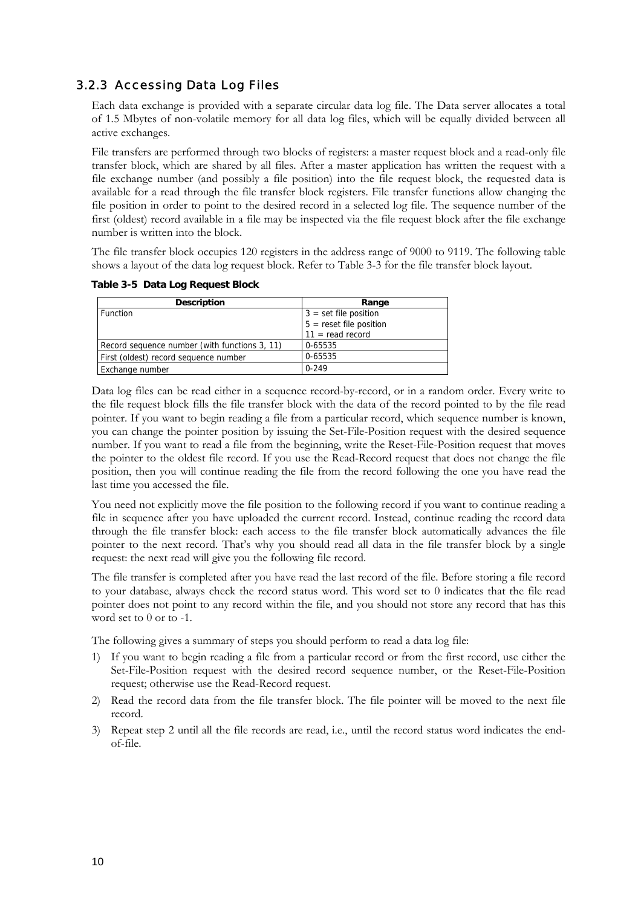### 3.2.3 Accessing Data Log Files

Each data exchange is provided with a separate circular data log file. The Data server allocates a total of 1.5 Mbytes of non-volatile memory for all data log files, which will be equally divided between all active exchanges.

File transfers are performed through two blocks of registers: a master request block and a read-only file transfer block, which are shared by all files. After a master application has written the request with a file exchange number (and possibly a file position) into the file request block, the requested data is available for a read through the file transfer block registers. File transfer functions allow changing the file position in order to point to the desired record in a selected log file. The sequence number of the first (oldest) record available in a file may be inspected via the file request block after the file exchange number is written into the block.

The file transfer block occupies 120 registers in the address range of 9000 to 9119. The following table shows a layout of the data log request block. Refer to Table 3-3 for the file transfer block layout.

**Table 3-5 Data Log Request Block**

| Description | Range |
|---|---|
| Function | 3 = set file position<br>5 = reset file position<br>11 = read record |
| Record sequence number (with functions 3, 11) | 0-65535 |
| First (oldest) record sequence number | 0-65535 |
| Exchange number | 0-249 |

Data log files can be read either in a sequence record-by-record, or in a random order. Every write to the file request block fills the file transfer block with the data of the record pointed to by the file read pointer. If you want to begin reading a file from a particular record, which sequence number is known, you can change the pointer position by issuing the Set-File-Position request with the desired sequence number. If you want to read a file from the beginning, write the Reset-File-Position request that moves the pointer to the oldest file record. If you use the Read-Record request that does not change the file position, then you will continue reading the file from the record following the one you have read the last time you accessed the file.

You need not explicitly move the file position to the following record if you want to continue reading a file in sequence after you have uploaded the current record. Instead, continue reading the record data through the file transfer block: each access to the file transfer block automatically advances the file pointer to the next record. That's why you should read all data in the file transfer block by a single request: the next read will give you the following file record.

The file transfer is completed after you have read the last record of the file. Before storing a file record to your database, always check the record status word. This word set to 0 indicates that the file read pointer does not point to any record within the file, and you should not store any record that has this word set to 0 or to -1.

The following gives a summary of steps you should perform to read a data log file:

1) If you want to begin reading a file from a particular record or from the first record, use either the Set-File-Position request with the desired record sequence number, or the Reset-File-Position request; otherwise use the Read-Record request.
2) Read the record data from the file transfer block. The file pointer will be moved to the next file record.
3) Repeat step 2 until all the file records are read, i.e., until the record status word indicates the end-of-file.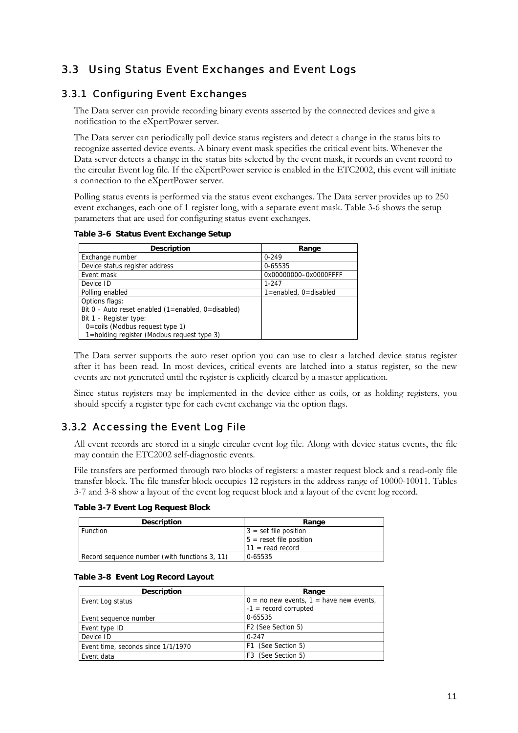## 3.3 Using Status Event Exchanges and Event Logs

### 3.3.1 Configuring Event Exchanges

The Data server can provide recording binary events asserted by the connected devices and give a notification to the eXpertPower server.

The Data server can periodically poll device status registers and detect a change in the status bits to recognize asserted device events. A binary event mask specifies the critical event bits. Whenever the Data server detects a change in the status bits selected by the event mask, it records an event record to the circular Event log file. If the eXpertPower service is enabled in the ETC2002, this event will initiate a connection to the eXpertPower server.

Polling status events is performed via the status event exchanges. The Data server provides up to 250 event exchanges, each one of 1 register long, with a separate event mask. Table 3-6 shows the setup parameters that are used for configuring status event exchanges.

**Table 3-6 Status Event Exchange Setup**

| Description | Range |
|---|---|
| Exchange number | 0-249 |
| Device status register address | 0-65535 |
| Event mask | 0x00000000–0x0000FFFF |
| Device ID | 1-247 |
| Polling enabled | 1=enabled, 0=disabled |
| Options flags:<br>Bit 0 – Auto reset enabled (1=enabled, 0=disabled)<br>Bit 1 – Register type:<br>0=coils (Modbus request type 1)<br>1=holding register (Modbus request type 3) | |

The Data server supports the auto reset option you can use to clear a latched device status register after it has been read. In most devices, critical events are latched into a status register, so the new events are not generated until the register is explicitly cleared by a master application.

Since status registers may be implemented in the device either as coils, or as holding registers, you should specify a register type for each event exchange via the option flags.

### 3.3.2 Accessing the Event Log File

All event records are stored in a single circular event log file. Along with device status events, the file may contain the ETC2002 self-diagnostic events.

File transfers are performed through two blocks of registers: a master request block and a read-only file transfer block. The file transfer block occupies 12 registers in the address range of 10000-10011. Tables 3-7 and 3-8 show a layout of the event log request block and a layout of the event log record.

**Table 3-7 Event Log Request Block**

| Description | Range |
|---|---|
| Function | 3 = set file position<br>5 = reset file position<br>11 = read record |
| Record sequence number (with functions 3, 11) | 0-65535 |

**Table 3-8 Event Log Record Layout**

| Description | Range |
|---|---|
| Event Log status | 0 = no new events, 1 = have new events, -1 = record corrupted |
| Event sequence number | 0-65535 |
| Event type ID | F2 (See Section 5) |
| Device ID | 0-247 |
| Event time, seconds since 1/1/1970 | F1 (See Section 5) |
| Event data | F3 (See Section 5) |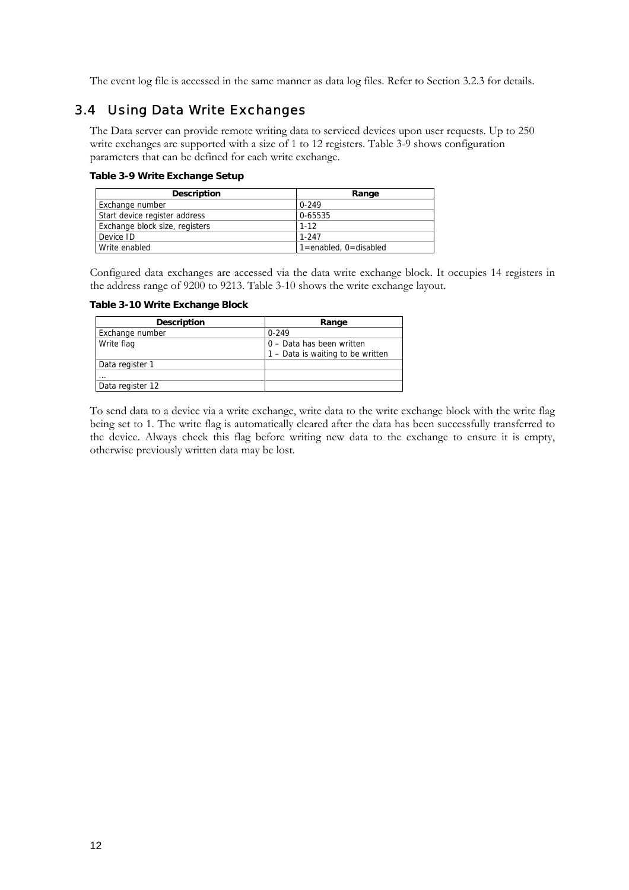The event log file is accessed in the same manner as data log files. Refer to Section 3.2.3 for details.

## 3.4 Using Data Write Exchanges

The Data server can provide remote writing data to serviced devices upon user requests. Up to 250 write exchanges are supported with a size of 1 to 12 registers. Table 3-9 shows configuration parameters that can be defined for each write exchange.

**Table 3-9 Write Exchange Setup**

| Description | Range |
|---|---|
| Exchange number | 0-249 |
| Start device register address | 0-65535 |
| Exchange block size, registers | 1-12 |
| Device ID | 1-247 |
| Write enabled | 1=enabled, 0=disabled |

Configured data exchanges are accessed via the data write exchange block. It occupies 14 registers in the address range of 9200 to 9213. Table 3-10 shows the write exchange layout.

**Table 3-10 Write Exchange Block**

| Description | Range |
|---|---|
| Exchange number | 0-249 |
| Write flag | 0 – Data has been written<br>1 – Data is waiting to be written |
| Data register 1 | |
| … | |
| Data register 12 | |

To send data to a device via a write exchange, write data to the write exchange block with the write flag being set to 1. The write flag is automatically cleared after the data has been successfully transferred to the device. Always check this flag before writing new data to the exchange to ensure it is empty, otherwise previously written data may be lost.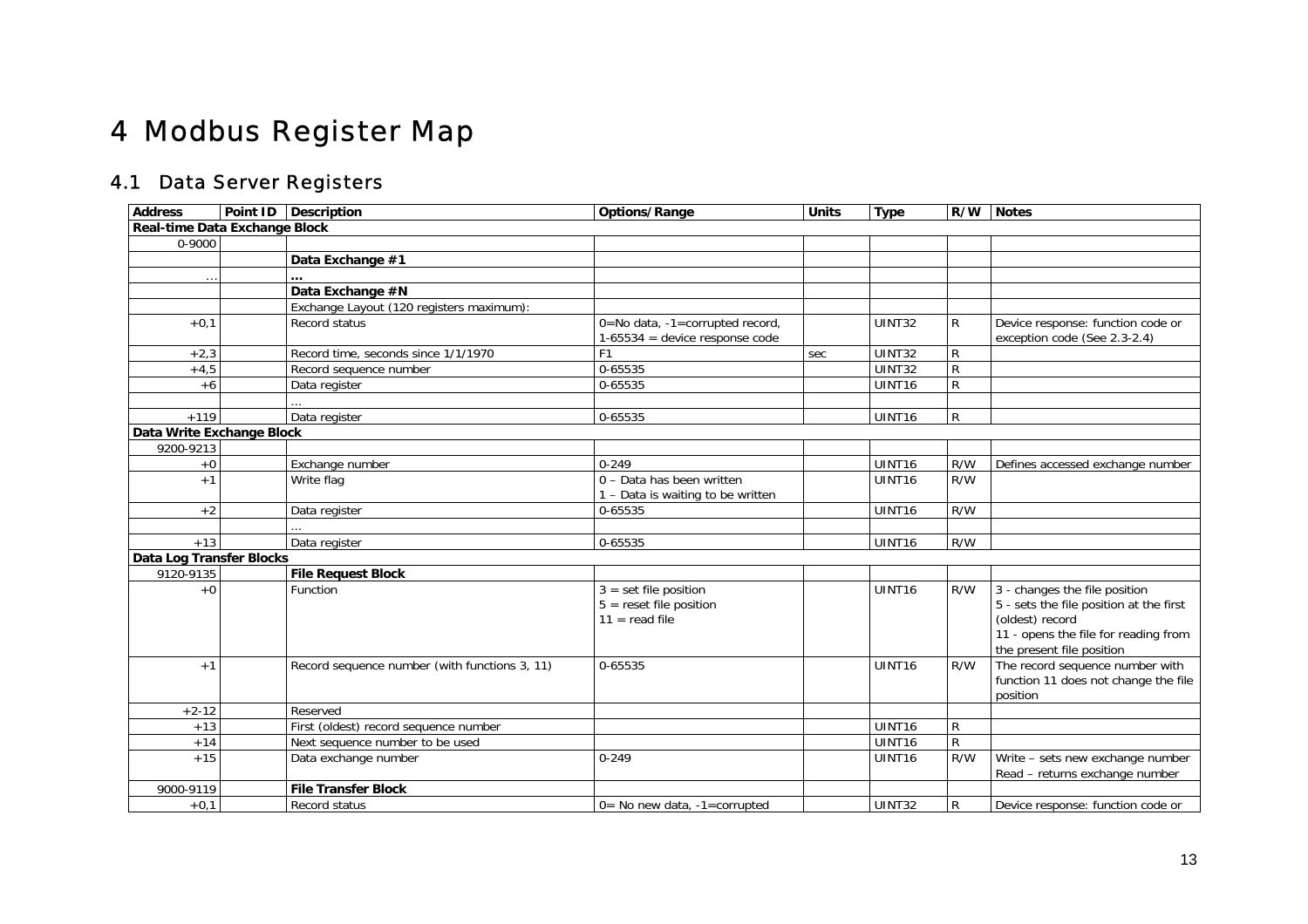# 4 Modbus Register Map

## 4.1 Data Server Registers

| Address | Point ID | Description | Options/Range | Units | Type | R/W | Notes |
|---|---|---|---|---|---|---|---|
| **Real-time Data Exchange Block** | | | | | | | |
| 0-9000 | | | | | | | |
| | | **Data Exchange #1** | | | | | |
| ... | | **...** | | | | | |
| | | **Data Exchange #N** | | | | | |
| | | Exchange Layout (120 registers maximum): | | | | | |
| +0,1 | | Record status | 0=No data, -1=corrupted record, 1-65534 = device response code | | UINT32 | R | Device response: function code or exception code (See 2.3-2.4) |
| +2,3 | | Record time, seconds since 1/1/1970 | F1 | sec | UINT32 | R | |
| +4,5 | | Record sequence number | 0-65535 | | UINT32 | R | |
| +6 | | Data register | 0-65535 | | UINT16 | R | |
| | | ... | | | | | |
| +119 | | Data register | 0-65535 | | UINT16 | R | |
| **Data Write Exchange Block** | | | | | | | |
| 9200-9213 | | | | | | | |
| +0 | | Exchange number | 0-249 | | UINT16 | R/W | Defines accessed exchange number |
| +1 | | Write flag | 0 – Data has been written<br>1 – Data is waiting to be written | | UINT16 | R/W | |
| +2 | | Data register | 0-65535 | | UINT16 | R/W | |
| | | ... | | | | | |
| +13 | | Data register | 0-65535 | | UINT16 | R/W | |
| **Data Log Transfer Blocks** | | | | | | | |
| 9120-9135 | | **File Request Block** | | | | | |
| +0 | | Function | 3 = set file position<br>5 = reset file position<br>11 = read file | | UINT16 | R/W | 3 - changes the file position<br>5 - sets the file position at the first (oldest) record<br>11 - opens the file for reading from the present file position |
| +1 | | Record sequence number (with functions 3, 11) | 0-65535 | | UINT16 | R/W | The record sequence number with function 11 does not change the file position |
| +2-12 | | Reserved | | | | | |
| +13 | | First (oldest) record sequence number | | | UINT16 | R | |
| +14 | | Next sequence number to be used | | | UINT16 | R | |
| +15 | | Data exchange number | 0-249 | | UINT16 | R/W | Write – sets new exchange number<br>Read – returns exchange number |
| 9000-9119 | | **File Transfer Block** | | | | | |
| +0,1 | | Record status | 0= No new data, -1=corrupted | | UINT32 | R | Device response: function code or |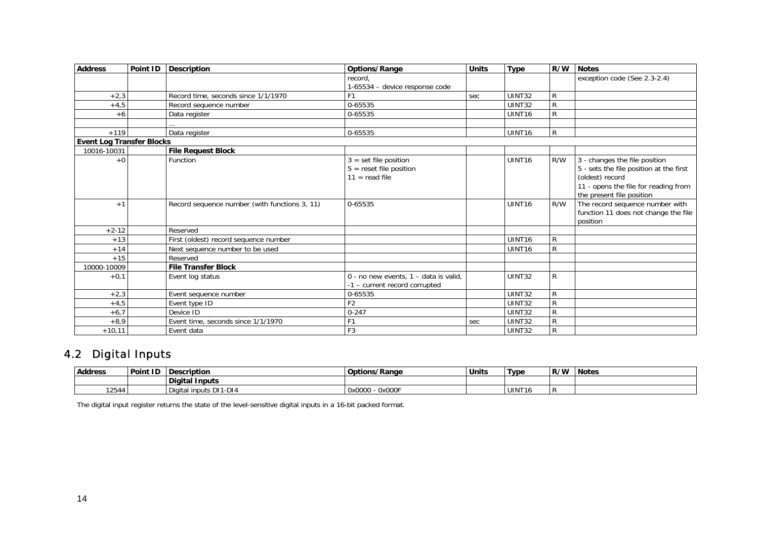| Address | Point ID | Description | Options/Range | Units | Type | R/W | Notes |
|---|---|---|---|---|---|---|---|
| | | | record,<br>1-65534 – device response code | | | | exception code (See 2.3-2.4) |
| +2,3 | | Record time, seconds since 1/1/1970 | F1 | sec | UINT32 | R | |
| +4,5 | | Record sequence number | 0-65535 | | UINT32 | R | |
| +6 | | Data register | 0-65535 | | UINT16 | R | |
| | | … | | | | | |
| +119 | | Data register | 0-65535 | | UINT16 | R | |
| **Event Log Transfer Blocks** | | | | | | | |
| 10016-10031 | | **File Request Block** | | | | | |
| +0 | | Function | 3 = set file position<br>5 = reset file position<br>11 = read file | | UINT16 | R/W | 3 - changes the file position<br>5 - sets the file position at the first (oldest) record<br>11 - opens the file for reading from the present file position |
| +1 | | Record sequence number (with functions 3, 11) | 0-65535 | | UINT16 | R/W | The record sequence number with function 11 does not change the file position |
| +2-12 | | Reserved | | | | | |
| +13 | | First (oldest) record sequence number | | | UINT16 | R | |
| +14 | | Next sequence number to be used | | | UINT16 | R | |
| +15 | | Reserved | | | | | |
| 10000-10009 | | **File Transfer Block** | | | | | |
| +0,1 | | Event log status | 0 - no new events, 1 – data is valid,<br>-1 – current record corrupted | | UINT32 | R | |
| +2,3 | | Event sequence number | 0-65535 | | UINT32 | R | |
| +4,5 | | Event type ID | F2 | | UINT32 | R | |
| +6,7 | | Device ID | 0-247 | | UINT32 | R | |
| +8,9 | | Event time, seconds since 1/1/1970 | F1 | sec | UINT32 | R | |
| +10,11 | | Event data | F3 | | UINT32 | R | |

## 4.2 Digital Inputs

| Address | Point ID | Description | Options/Range | Units | Type | R/W | Notes |
|---|---|---|---|---|---|---|---|
| | | **Digital Inputs** | | | | | |
| 12544 | | Digital inputs DI1-DI4 | 0x0000 - 0x000F | | UINT16 | R | |

The digital input register returns the state of the level-sensitive digital inputs in a 16-bit packed format.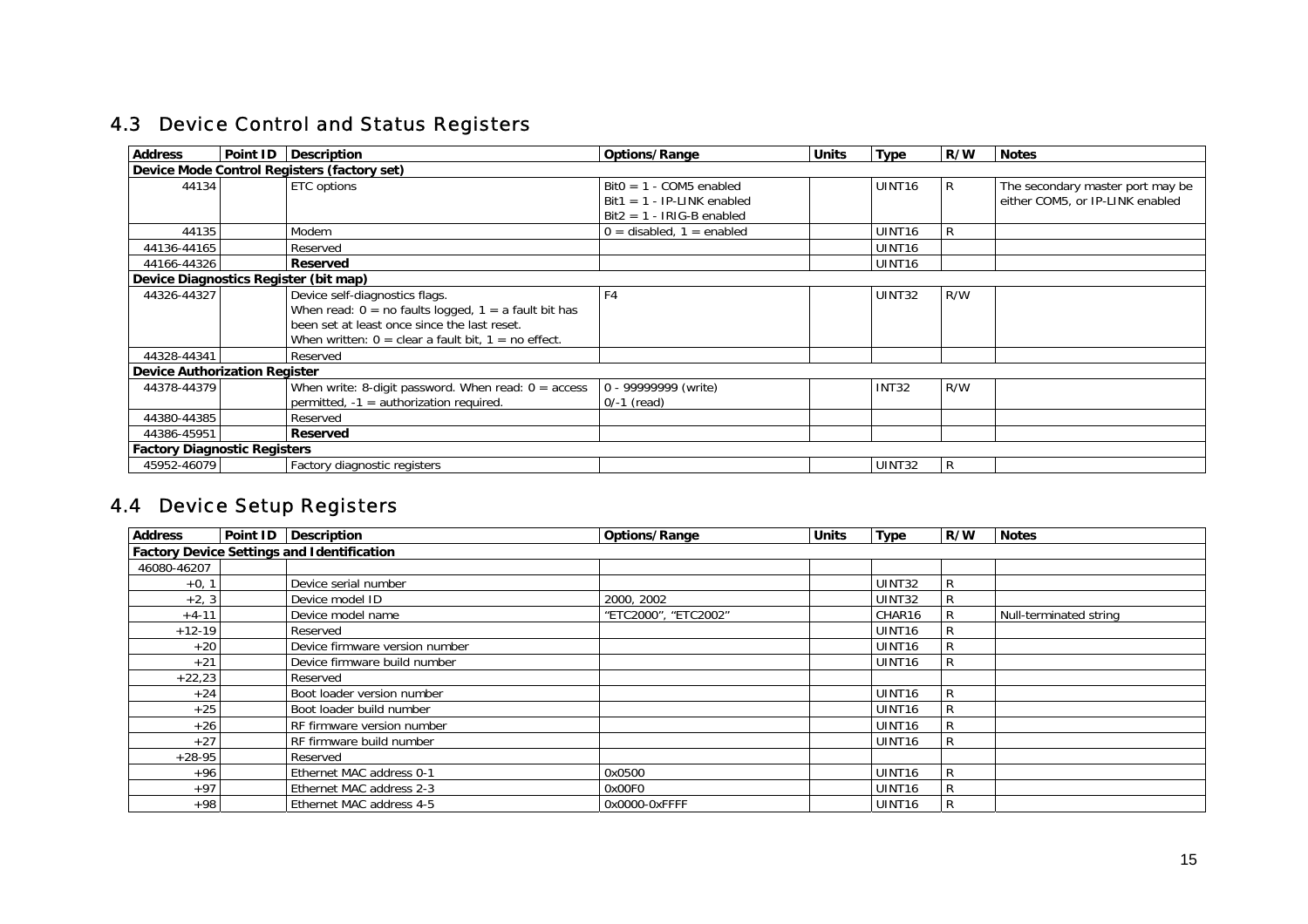## 4.3 Device Control and Status Registers

| Address | Point ID | Description | Options/Range | Units | Type | R/W | Notes |
|---|---|---|---|---|---|---|---|
| **Device Mode Control Registers (factory set)** | | | | | | | |
| 44134 | | ETC options | Bit0 = 1 - COM5 enabled<br>Bit1 = 1 - IP-LINK enabled<br>Bit2 = 1 - IRIG-B enabled | | UINT16 | R | The secondary master port may be either COM5, or IP-LINK enabled |
| 44135 | | Modem | 0 = disabled, 1 = enabled | | UINT16 | R | |
| 44136-44165 | | Reserved | | | UINT16 | | |
| 44166-44326 | | **Reserved** | | | UINT16 | | |
| **Device Diagnostics Register (bit map)** | | | | | | | |
| 44326-44327 | | Device self-diagnostics flags.<br>When read: 0 = no faults logged, 1 = a fault bit has been set at least once since the last reset.<br>When written: 0 = clear a fault bit, 1 = no effect. | F4 | | UINT32 | R/W | |
| 44328-44341 | | Reserved | | | | | |
| **Device Authorization Register** | | | | | | | |
| 44378-44379 | | When write: 8-digit password. When read: 0 = access permitted, -1 = authorization required. | 0 - 99999999 (write)<br>0/-1 (read) | | INT32 | R/W | |
| 44380-44385 | | Reserved | | | | | |
| 44386-45951 | | **Reserved** | | | | | |
| **Factory Diagnostic Registers** | | | | | | | |
| 45952-46079 | | Factory diagnostic registers | | | UINT32 | R | |

## 4.4 Device Setup Registers

| Address | Point ID | Description | Options/Range | Units | Type | R/W | Notes |
|---|---|---|---|---|---|---|---|
| **Factory Device Settings and Identification** | | | | | | | |
| 46080-46207 | | | | | | | |
| +0, 1 | | Device serial number | | | UINT32 | R | |
| +2, 3 | | Device model ID | 2000, 2002 | | UINT32 | R | |
| +4-11 | | Device model name | "ETC2000", "ETC2002" | | CHAR16 | R | Null-terminated string |
| +12-19 | | Reserved | | | UINT16 | R | |
| +20 | | Device firmware version number | | | UINT16 | R | |
| +21 | | Device firmware build number | | | UINT16 | R | |
| +22,23 | | Reserved | | | | | |
| +24 | | Boot loader version number | | | UINT16 | R | |
| +25 | | Boot loader build number | | | UINT16 | R | |
| +26 | | RF firmware version number | | | UINT16 | R | |
| +27 | | RF firmware build number | | | UINT16 | R | |
| +28-95 | | Reserved | | | | | |
| +96 | | Ethernet MAC address 0-1 | 0x0500 | | UINT16 | R | |
| +97 | | Ethernet MAC address 2-3 | 0x00F0 | | UINT16 | R | |
| +98 | | Ethernet MAC address 4-5 | 0x0000-0xFFFF | | UINT16 | R | |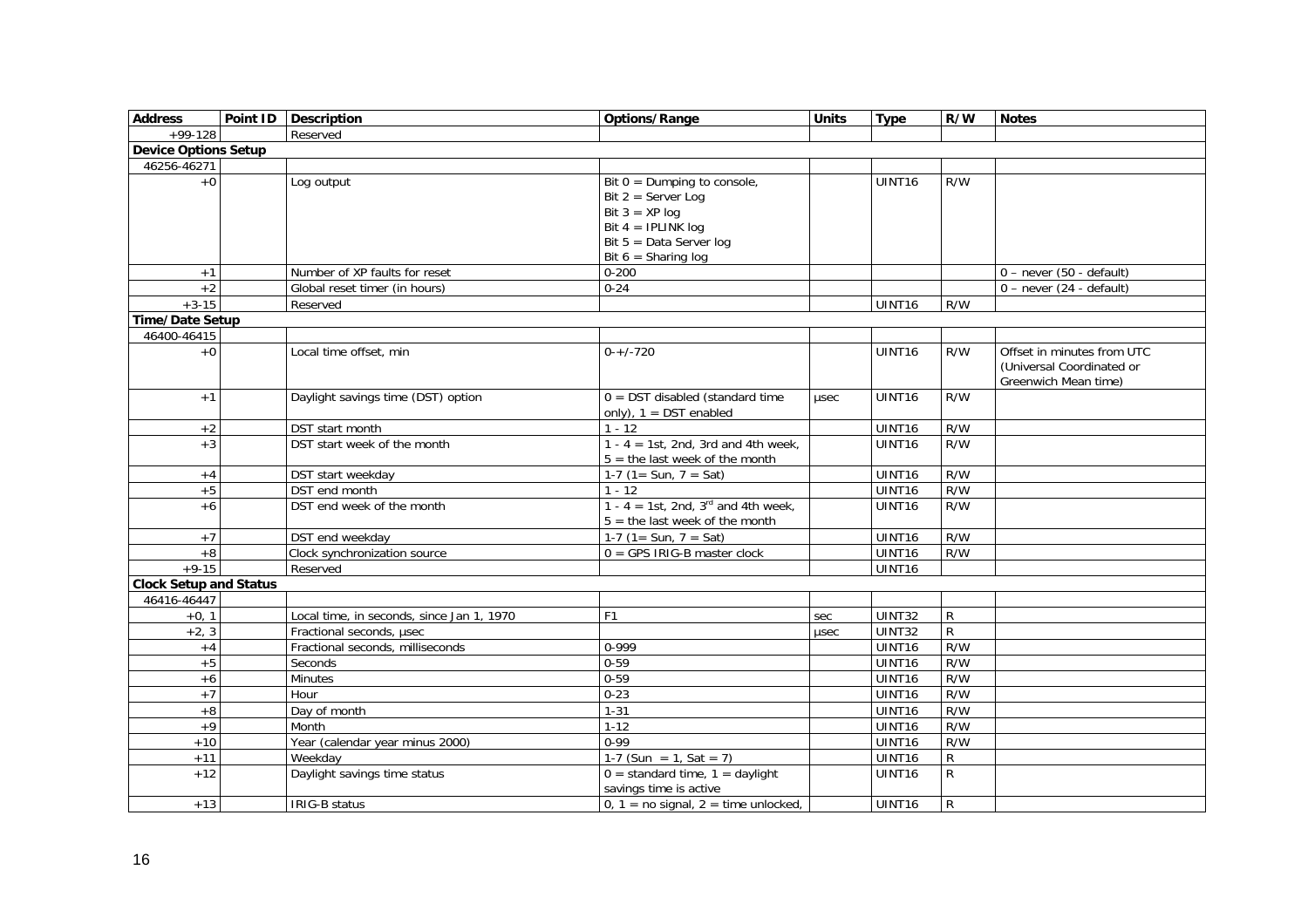| Address | Point ID | Description | Options/Range | Units | Type | R/W | Notes |
| --- | --- | --- | --- | --- | --- | --- | --- |
| +99-128 | | Reserved | | | | | |
| **Device Options Setup** | | | | | | | |
| 46256-46271 | | | | | | | |
| +0 | | Log output | Bit 0 = Dumping to console,<br>Bit 2 = Server Log<br>Bit 3 = XP log<br>Bit 4 = IPLINK log<br>Bit 5 = Data Server log<br>Bit 6 = Sharing log | | UINT16 | R/W | |
| +1 | | Number of XP faults for reset | 0-200 | | | | 0 – never (50 - default) |
| +2 | | Global reset timer (in hours) | 0-24 | | | | 0 – never (24 - default) |
| +3-15 | | Reserved | | | UINT16 | R/W | |
| **Time/Date Setup** | | | | | | | |
| 46400-46415 | | | | | | | |
| +0 | | Local time offset, min | 0-+/-720 | | UINT16 | R/W | Offset in minutes from UTC (Universal Coordinated or Greenwich Mean time) |
| +1 | | Daylight savings time (DST) option | 0 = DST disabled (standard time only), 1 = DST enabled | µsec | UINT16 | R/W | |
| +2 | | DST start month | 1 - 12 | | UINT16 | R/W | |
| +3 | | DST start week of the month | 1 - 4 = 1st, 2nd, 3rd and 4th week, 5 = the last week of the month | | UINT16 | R/W | |
| +4 | | DST start weekday | 1-7 (1= Sun, 7 = Sat) | | UINT16 | R/W | |
| +5 | | DST end month | 1 - 12 | | UINT16 | R/W | |
| +6 | | DST end week of the month | 1 - 4 = 1st, 2nd, 3rd and 4th week, 5 = the last week of the month | | UINT16 | R/W | |
| +7 | | DST end weekday | 1-7 (1= Sun, 7 = Sat) | | UINT16 | R/W | |
| +8 | | Clock synchronization source | 0 = GPS IRIG-B master clock | | UINT16 | R/W | |
| +9-15 | | Reserved | | | UINT16 | | |
| **Clock Setup and Status** | | | | | | | |
| 46416-46447 | | | | | | | |
| +0, 1 | | Local time, in seconds, since Jan 1, 1970 | F1 | sec | UINT32 | R | |
| +2, 3 | | Fractional seconds, µsec | | µsec | UINT32 | R | |
| +4 | | Fractional seconds, milliseconds | 0-999 | | UINT16 | R/W | |
| +5 | | Seconds | 0-59 | | UINT16 | R/W | |
| +6 | | Minutes | 0-59 | | UINT16 | R/W | |
| +7 | | Hour | 0-23 | | UINT16 | R/W | |
| +8 | | Day of month | 1-31 | | UINT16 | R/W | |
| +9 | | Month | 1-12 | | UINT16 | R/W | |
| +10 | | Year (calendar year minus 2000) | 0-99 | | UINT16 | R/W | |
| +11 | | Weekday | 1-7 (Sun = 1, Sat = 7) | | UINT16 | R | |
| +12 | | Daylight savings time status | 0 = standard time, 1 = daylight savings time is active | | UINT16 | R | |
| +13 | | IRIG-B status | 0, 1 = no signal, 2 = time unlocked, | | UINT16 | R | |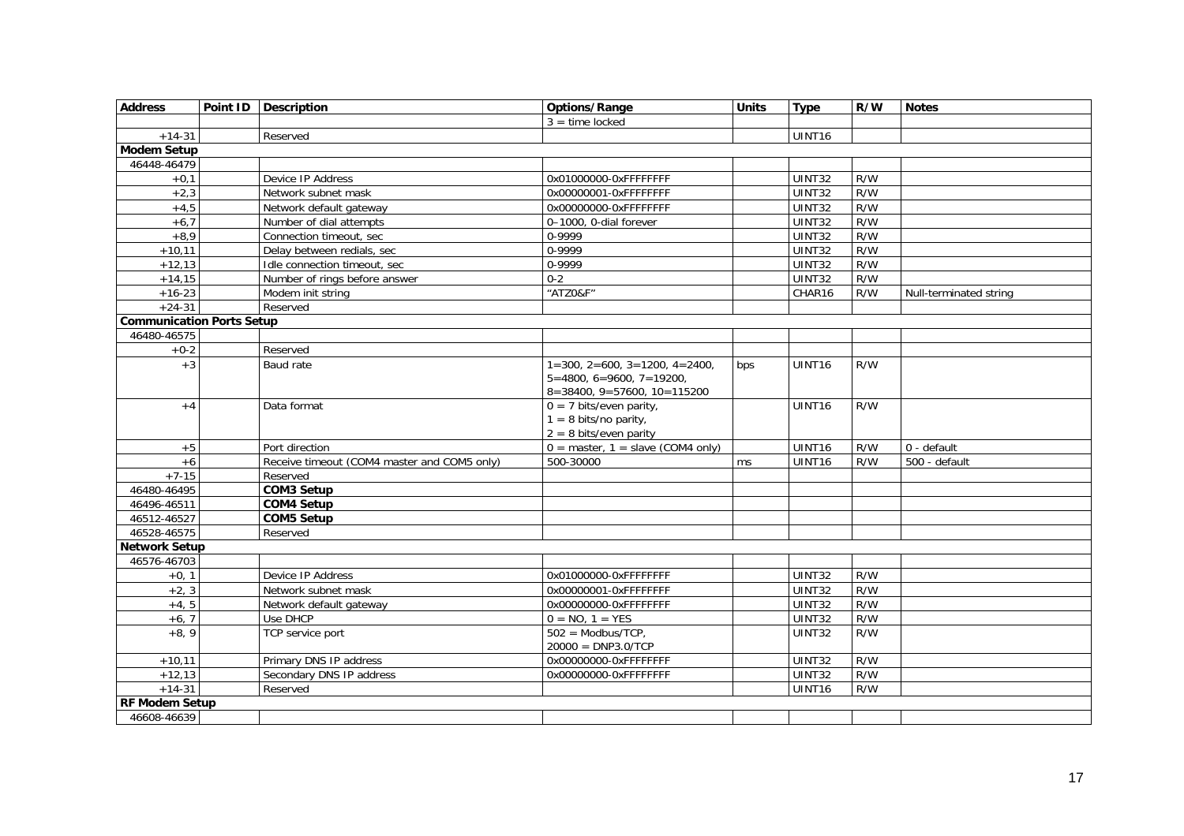| Address | Point ID | Description | Options/Range | Units | Type | R/W | Notes |
|---|---|---|---|---|---|---|---|
| | | | 3 = time locked | | | | |
| +14-31 | | Reserved | | | UINT16 | | |
| **Modem Setup** | | | | | | | |
| 46448-46479 | | | | | | | |
| +0,1 | | Device IP Address | 0x01000000-0xFFFFFFFF | | UINT32 | R/W | |
| +2,3 | | Network subnet mask | 0x00000001-0xFFFFFFFF | | UINT32 | R/W | |
| +4,5 | | Network default gateway | 0x00000000-0xFFFFFFFF | | UINT32 | R/W | |
| +6,7 | | Number of dial attempts | 0–1000, 0-dial forever | | UINT32 | R/W | |
| +8,9 | | Connection timeout, sec | 0-9999 | | UINT32 | R/W | |
| +10,11 | | Delay between redials, sec | 0-9999 | | UINT32 | R/W | |
| +12,13 | | Idle connection timeout, sec | 0-9999 | | UINT32 | R/W | |
| +14,15 | | Number of rings before answer | 0-2 | | UINT32 | R/W | |
| +16-23 | | Modem init string | "ATZ0&F" | | CHAR16 | R/W | Null-terminated string |
| +24-31 | | Reserved | | | | | |
| **Communication Ports Setup** | | | | | | | |
| 46480-46575 | | | | | | | |
| +0-2 | | Reserved | | | | | |
| +3 | | Baud rate | 1=300, 2=600, 3=1200, 4=2400, 5=4800, 6=9600, 7=19200, 8=38400, 9=57600, 10=115200 | bps | UINT16 | R/W | |
| +4 | | Data format | 0 = 7 bits/even parity, 1 = 8 bits/no parity, 2 = 8 bits/even parity | | UINT16 | R/W | |
| +5 | | Port direction | 0 = master, 1 = slave (COM4 only) | | UINT16 | R/W | 0 - default |
| +6 | | Receive timeout (COM4 master and COM5 only) | 500-30000 | ms | UINT16 | R/W | 500 - default |
| +7-15 | | Reserved | | | | | |
| 46480-46495 | | **COM3 Setup** | | | | | |
| 46496-46511 | | **COM4 Setup** | | | | | |
| 46512-46527 | | **COM5 Setup** | | | | | |
| 46528-46575 | | Reserved | | | | | |
| **Network Setup** | | | | | | | |
| 46576-46703 | | | | | | | |
| +0, 1 | | Device IP Address | 0x01000000-0xFFFFFFFF | | UINT32 | R/W | |
| +2, 3 | | Network subnet mask | 0x00000001-0xFFFFFFFF | | UINT32 | R/W | |
| +4, 5 | | Network default gateway | 0x00000000-0xFFFFFFFF | | UINT32 | R/W | |
| +6, 7 | | Use DHCP | 0 = NO, 1 = YES | | UINT32 | R/W | |
| +8, 9 | | TCP service port | 502 = Modbus/TCP, 20000 = DNP3.0/TCP | | UINT32 | R/W | |
| +10,11 | | Primary DNS IP address | 0x00000000-0xFFFFFFFF | | UINT32 | R/W | |
| +12,13 | | Secondary DNS IP address | 0x00000000-0xFFFFFFFF | | UINT32 | R/W | |
| +14-31 | | Reserved | | | UINT16 | R/W | |
| **RF Modem Setup** | | | | | | | |
| 46608-46639 | | | | | | | |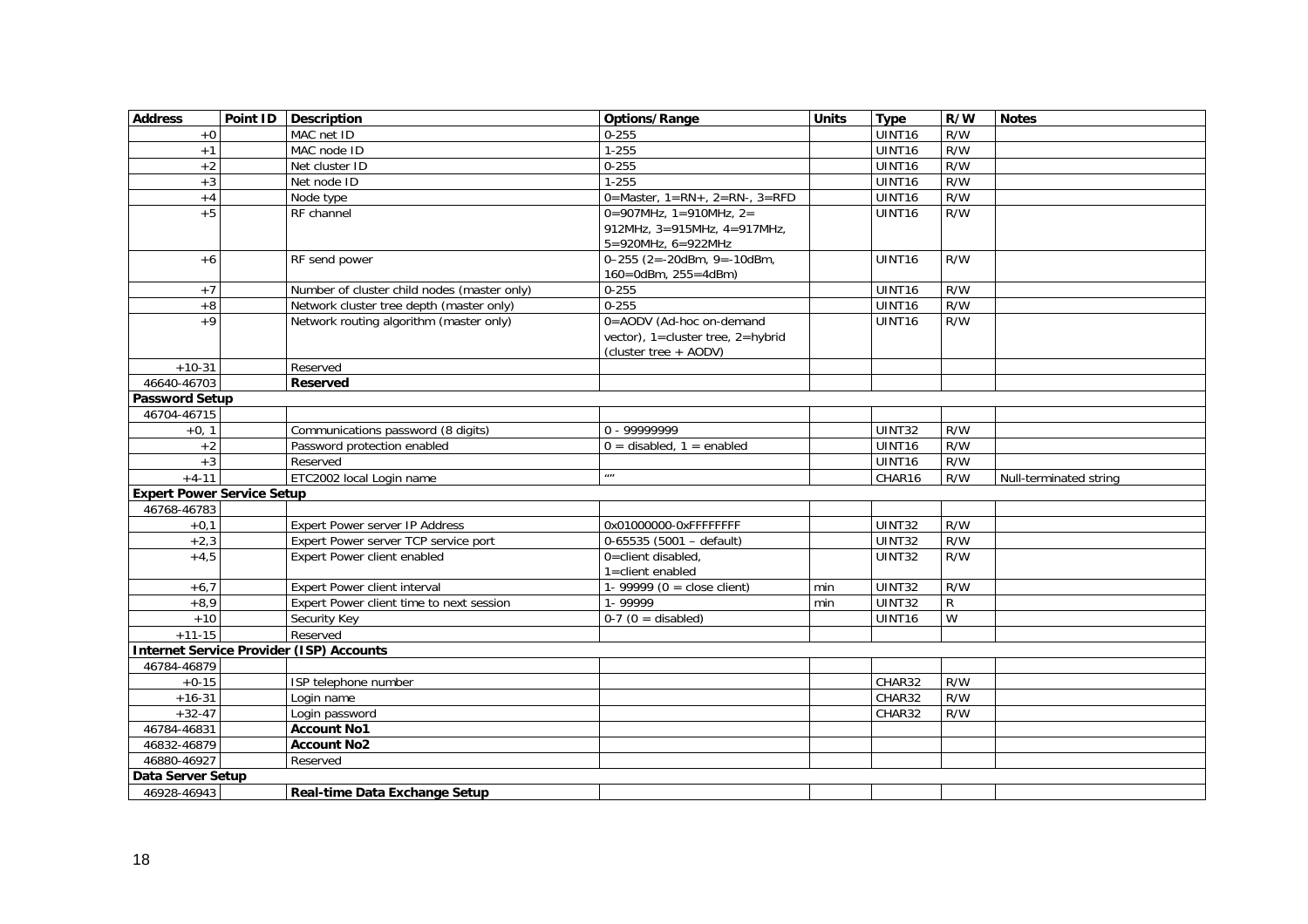| Address | Point ID | Description | Options/Range | Units | Type | R/W | Notes |
|---|---|---|---|---|---|---|---|
| +0 | | MAC net ID | 0-255 | | UINT16 | R/W | |
| +1 | | MAC node ID | 1-255 | | UINT16 | R/W | |
| +2 | | Net cluster ID | 0-255 | | UINT16 | R/W | |
| +3 | | Net node ID | 1-255 | | UINT16 | R/W | |
| +4 | | Node type | 0=Master, 1=RN+, 2=RN-, 3=RFD | | UINT16 | R/W | |
| +5 | | RF channel | 0=907MHz, 1=910MHz, 2= 912MHz, 3=915MHz, 4=917MHz, 5=920MHz, 6=922MHz | | UINT16 | R/W | |
| +6 | | RF send power | 0–255 (2=-20dBm, 9=-10dBm, 160=0dBm, 255=4dBm) | | UINT16 | R/W | |
| +7 | | Number of cluster child nodes (master only) | 0-255 | | UINT16 | R/W | |
| +8 | | Network cluster tree depth (master only) | 0-255 | | UINT16 | R/W | |
| +9 | | Network routing algorithm (master only) | 0=AODV (Ad-hoc on-demand vector), 1=cluster tree, 2=hybrid (cluster tree + AODV) | | UINT16 | R/W | |
| +10-31 | | Reserved | | | | | |
| 46640-46703 | | **Reserved** | | | | | |
| **Password Setup** | | | | | | | |
| 46704-46715 | | | | | | | |
| +0, 1 | | Communications password (8 digits) | 0 - 99999999 | | UINT32 | R/W | |
| +2 | | Password protection enabled | 0 = disabled, 1 = enabled | | UINT16 | R/W | |
| +3 | | Reserved | | | UINT16 | R/W | |
| +4-11 | | ETC2002 local Login name | "" | | CHAR16 | R/W | Null-terminated string |
| **Expert Power Service Setup** | | | | | | | |
| 46768-46783 | | | | | | | |
| +0,1 | | Expert Power server IP Address | 0x01000000-0xFFFFFFFF | | UINT32 | R/W | |
| +2,3 | | Expert Power server TCP service port | 0-65535 (5001 – default) | | UINT32 | R/W | |
| +4,5 | | Expert Power client enabled | 0=client disabled, 1=client enabled | | UINT32 | R/W | |
| +6,7 | | Expert Power client interval | 1- 99999 (0 = close client) | min | UINT32 | R/W | |
| +8,9 | | Expert Power client time to next session | 1- 99999 | min | UINT32 | R | |
| +10 | | Security Key | 0-7 (0 = disabled) | | UINT16 | W | |
| +11-15 | | Reserved | | | | | |
| **Internet Service Provider (ISP) Accounts** | | | | | | | |
| 46784-46879 | | | | | | | |
| +0-15 | | ISP telephone number | | | CHAR32 | R/W | |
| +16-31 | | Login name | | | CHAR32 | R/W | |
| +32-47 | | Login password | | | CHAR32 | R/W | |
| 46784-46831 | | **Account No1** | | | | | |
| 46832-46879 | | **Account No2** | | | | | |
| 46880-46927 | | Reserved | | | | | |
| **Data Server Setup** | | | | | | | |
| 46928-46943 | | **Real-time Data Exchange Setup** | | | | | |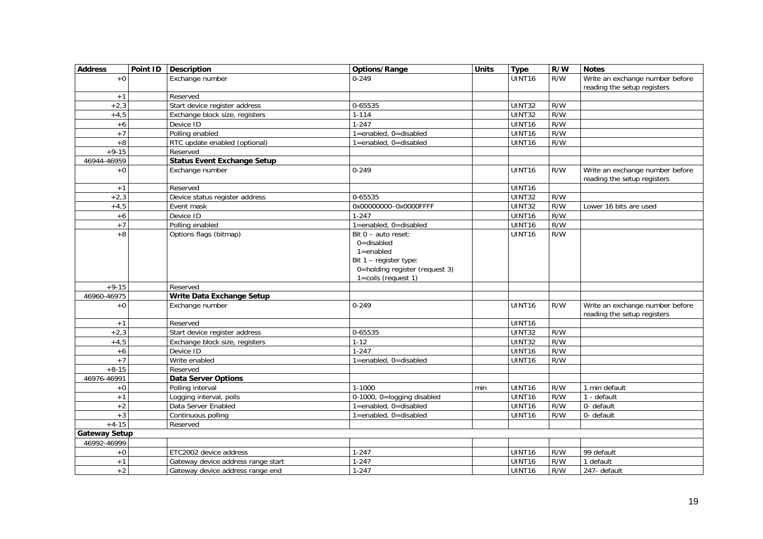| Address | Point ID | Description | Options/Range | Units | Type | R/W | Notes |
|---|---|---|---|---|---|---|---|
| +0 | | Exchange number | 0-249 | | UINT16 | R/W | Write an exchange number before reading the setup registers |
| +1 | | Reserved | | | | | |
| +2,3 | | Start device register address | 0-65535 | | UINT32 | R/W | |
| +4,5 | | Exchange block size, registers | 1-114 | | UINT32 | R/W | |
| +6 | | Device ID | 1-247 | | UINT16 | R/W | |
| +7 | | Polling enabled | 1=enabled, 0=disabled | | UINT16 | R/W | |
| +8 | | RTC update enabled (optional) | 1=enabled, 0=disabled | | UINT16 | R/W | |
| +9-15 | | Reserved | | | | | |
| 46944-46959 | | **Status Event Exchange Setup** | | | | | |
| +0 | | Exchange number | 0-249 | | UINT16 | R/W | Write an exchange number before reading the setup registers |
| +1 | | Reserved | | | UINT16 | | |
| +2,3 | | Device status register address | 0-65535 | | UINT32 | R/W | |
| +4,5 | | Event mask | 0x00000000–0x0000FFFF | | UINT32 | R/W | Lower 16 bits are used |
| +6 | | Device ID | 1-247 | | UINT16 | R/W | |
| +7 | | Polling enabled | 1=enabled, 0=disabled | | UINT16 | R/W | |
| +8 | | Options flags (bitmap) | Bit 0 – auto reset:<br>0=disabled<br>1=enabled<br>Bit 1 – register type:<br>0=holding register (request 3)<br>1=coils (request 1) | | UINT16 | R/W | |
| +9-15 | | Reserved | | | | | |
| 46960-46975 | | **Write Data Exchange Setup** | | | | | |
| +0 | | Exchange number | 0-249 | | UINT16 | R/W | Write an exchange number before reading the setup registers |
| +1 | | Reserved | | | UINT16 | | |
| +2,3 | | Start device register address | 0-65535 | | UINT32 | R/W | |
| +4,5 | | Exchange block size, registers | 1-12 | | UINT32 | R/W | |
| +6 | | Device ID | 1-247 | | UINT16 | R/W | |
| +7 | | Write enabled | 1=enabled, 0=disabled | | UINT16 | R/W | |
| +8-15 | | Reserved | | | | | |
| 46976-46991 | | **Data Server Options** | | | | | |
| +0 | | Polling interval | 1-1000 | min | UINT16 | R/W | 1 min default |
| +1 | | Logging interval, polls | 0-1000, 0=logging disabled | | UINT16 | R/W | 1 - default |
| +2 | | Data Server Enabled | 1=enabled, 0=disabled | | UINT16 | R/W | 0- default |
| +3 | | Continuous polling | 1=enabled, 0=disabled | | UINT16 | R/W | 0- default |
| +4-15 | | Reserved | | | | | |
| **Gateway Setup** | | | | | | | |
| 46992-46999 | | | | | | | |
| +0 | | ETC2002 device address | 1-247 | | UINT16 | R/W | 99 default |
| +1 | | Gateway device address range start | 1-247 | | UINT16 | R/W | 1 default |
| +2 | | Gateway device address range end | 1-247 | | UINT16 | R/W | 247- default |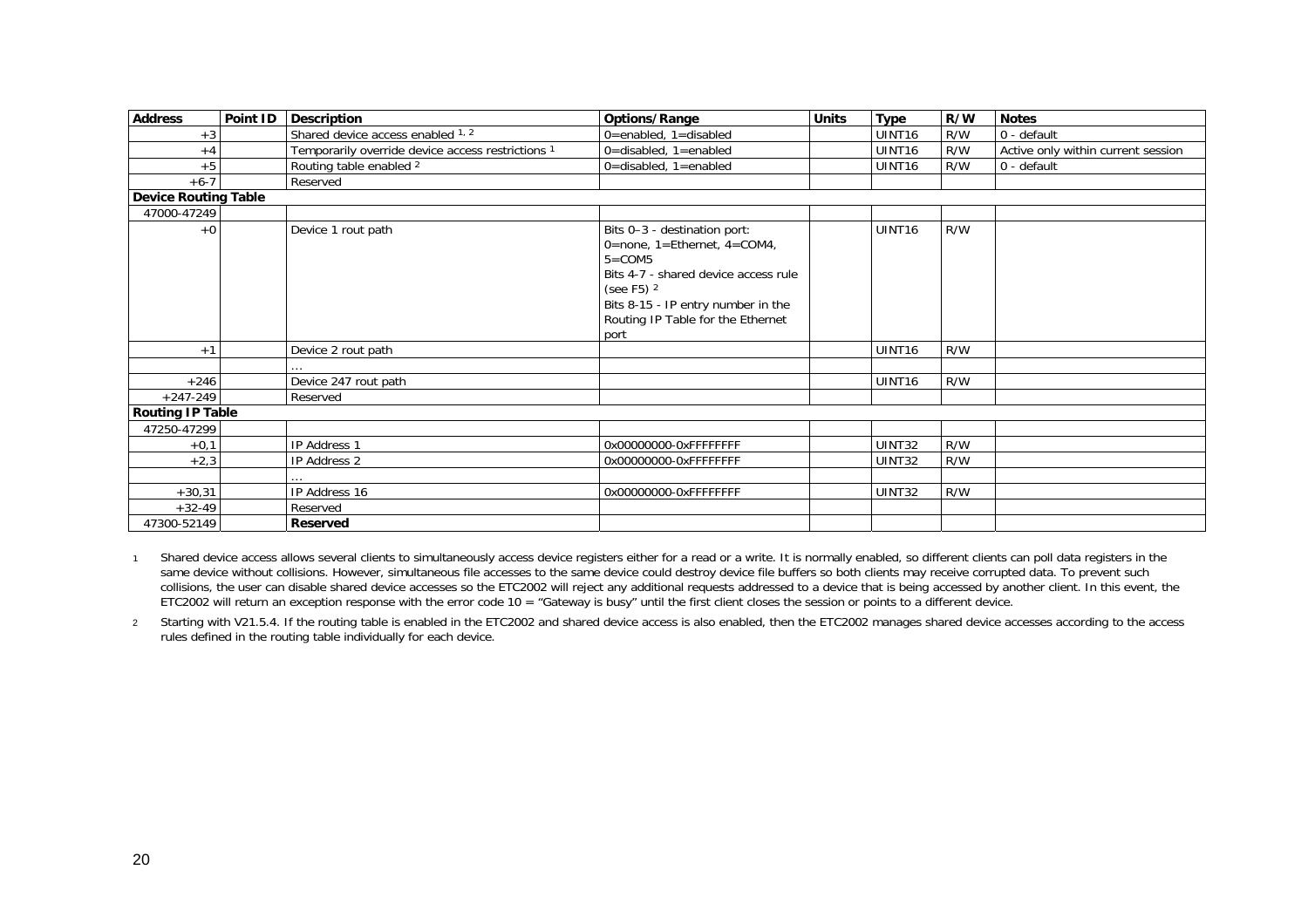| Address | Point ID | Description | Options/Range | Units | Type | R/W | Notes |
|---|---|---|---|---|---|---|---|
| +3 | | Shared device access enabled [1, 2] | 0=enabled, 1=disabled | | UINT16 | R/W | 0 - default |
| +4 | | Temporarily override device access restrictions [1] | 0=disabled, 1=enabled | | UINT16 | R/W | Active only within current session |
| +5 | | Routing table enabled [2] | 0=disabled, 1=enabled | | UINT16 | R/W | 0 - default |
| +6-7 | | Reserved | | | | | |
| **Device Routing Table** | | | | | | | |
| 47000-47249 | | | | | | | |
| +0 | | Device 1 rout path | Bits 0–3 - destination port: 0=none, 1=Ethernet, 4=COM4, 5=COM5<br>Bits 4-7 - shared device access rule (see F5) [2]<br>Bits 8-15 - IP entry number in the Routing IP Table for the Ethernet port | | UINT16 | R/W | |
| +1 | | Device 2 rout path | | | UINT16 | R/W | |
| | | … | | | | | |
| +246 | | Device 247 rout path | | | UINT16 | R/W | |
| +247-249 | | Reserved | | | | | |
| **Routing IP Table** | | | | | | | |
| 47250-47299 | | | | | | | |
| +0,1 | | IP Address 1 | 0x00000000-0xFFFFFFFF | | UINT32 | R/W | |
| +2,3 | | IP Address 2 | 0x00000000-0xFFFFFFFF | | UINT32 | R/W | |
| | | … | | | | | |
| +30,31 | | IP Address 16 | 0x00000000-0xFFFFFFFF | | UINT32 | R/W | |
| +32-49 | | Reserved | | | | | |
| 47300-52149 | | **Reserved** | | | | | |

1 Shared device access allows several clients to simultaneously access device registers either for a read or a write. It is normally enabled, so different clients can poll data registers in the same device without collisions. However, simultaneous file accesses to the same device could destroy device file buffers so both clients may receive corrupted data. To prevent such collisions, the user can disable shared device accesses so the ETC2002 will reject any additional requests addressed to a device that is being accessed by another client. In this event, the ETC2002 will return an exception response with the error code 10 = "Gateway is busy" until the first client closes the session or points to a different device.

2 Starting with V21.5.4. If the routing table is enabled in the ETC2002 and shared device access is also enabled, then the ETC2002 manages shared device accesses according to the access rules defined in the routing table individually for each device.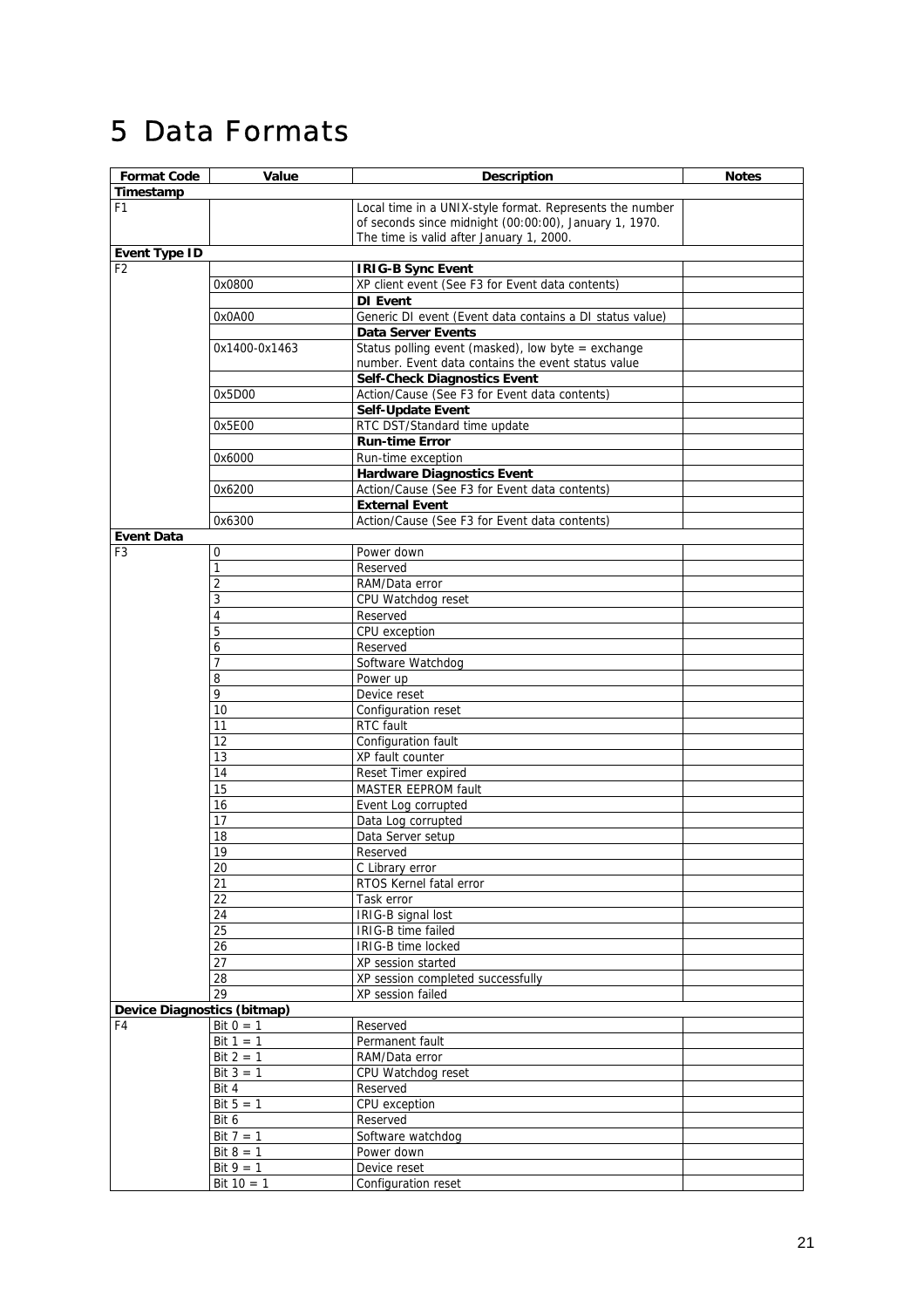# 5 Data Formats

| Format Code | Value | Description | Notes |
|---|---|---|---|
| **Timestamp** | | | |
| F1 | | Local time in a UNIX-style format. Represents the number of seconds since midnight (00:00:00), January 1, 1970. The time is valid after January 1, 2000. | |
| **Event Type ID** | | | |
| F2 | | **IRIG-B Sync Event** | |
| | 0x0800 | XP client event (See F3 for Event data contents) | |
| | | **DI Event** | |
| | 0x0A00 | Generic DI event (Event data contains a DI status value) | |
| | | **Data Server Events** | |
| | 0x1400-0x1463 | Status polling event (masked), low byte = exchange number. Event data contains the event status value | |
| | | **Self-Check Diagnostics Event** | |
| | 0x5D00 | Action/Cause (See F3 for Event data contents) | |
| | | **Self-Update Event** | |
| | 0x5E00 | RTC DST/Standard time update | |
| | | **Run-time Error** | |
| | 0x6000 | Run-time exception | |
| | | **Hardware Diagnostics Event** | |
| | 0x6200 | Action/Cause (See F3 for Event data contents) | |
| | | **External Event** | |
| | 0x6300 | Action/Cause (See F3 for Event data contents) | |
| **Event Data** | | | |
| F3 | 0 | Power down | |
| | 1 | Reserved | |
| | 2 | RAM/Data error | |
| | 3 | CPU Watchdog reset | |
| | 4 | Reserved | |
| | 5 | CPU exception | |
| | 6 | Reserved | |
| | 7 | Software Watchdog | |
| | 8 | Power up | |
| | 9 | Device reset | |
| | 10 | Configuration reset | |
| | 11 | RTC fault | |
| | 12 | Configuration fault | |
| | 13 | XP fault counter | |
| | 14 | Reset Timer expired | |
| | 15 | MASTER EEPROM fault | |
| | 16 | Event Log corrupted | |
| | 17 | Data Log corrupted | |
| | 18 | Data Server setup | |
| | 19 | Reserved | |
| | 20 | C Library error | |
| | 21 | RTOS Kernel fatal error | |
| | 22 | Task error | |
| | 24 | IRIG-B signal lost | |
| | 25 | IRIG-B time failed | |
| | 26 | IRIG-B time locked | |
| | 27 | XP session started | |
| | 28 | XP session completed successfully | |
| | 29 | XP session failed | |
| **Device Diagnostics (bitmap)** | | | |
| F4 | Bit 0 = 1 | Reserved | |
| | Bit 1 = 1 | Permanent fault | |
| | Bit 2 = 1 | RAM/Data error | |
| | Bit 3 = 1 | CPU Watchdog reset | |
| | Bit 4 | Reserved | |
| | Bit 5 = 1 | CPU exception | |
| | Bit 6 | Reserved | |
| | Bit 7 = 1 | Software watchdog | |
| | Bit 8 = 1 | Power down | |
| | Bit 9 = 1 | Device reset | |
| | Bit 10 = 1 | Configuration reset | |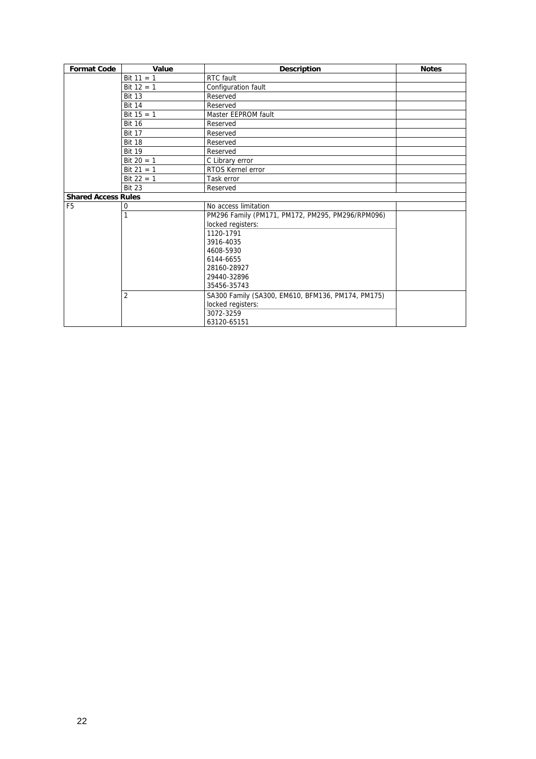| Format Code | Value | Description | Notes |
|---|---|---|---|
| | Bit 11 = 1 | RTC fault | |
| | Bit 12 = 1 | Configuration fault | |
| | Bit 13 | Reserved | |
| | Bit 14 | Reserved | |
| | Bit 15 = 1 | Master EEPROM fault | |
| | Bit 16 | Reserved | |
| | Bit 17 | Reserved | |
| | Bit 18 | Reserved | |
| | Bit 19 | Reserved | |
| | Bit 20 = 1 | C Library error | |
| | Bit 21 = 1 | RTOS Kernel error | |
| | Bit 22 = 1 | Task error | |
| | Bit 23 | Reserved | |
| **Shared Access Rules** | | | |
| F5 | 0 | No access limitation | |
| | 1 | PM296 Family (PM171, PM172, PM295, PM296/RPM096) locked registers:<br>1120-1791<br>3916-4035<br>4608-5930<br>6144-6655<br>28160-28927<br>29440-32896<br>35456-35743 | |
| | 2 | SA300 Family (SA300, EM610, BFM136, PM174, PM175) locked registers:<br>3072-3259<br>63120-65151 | |